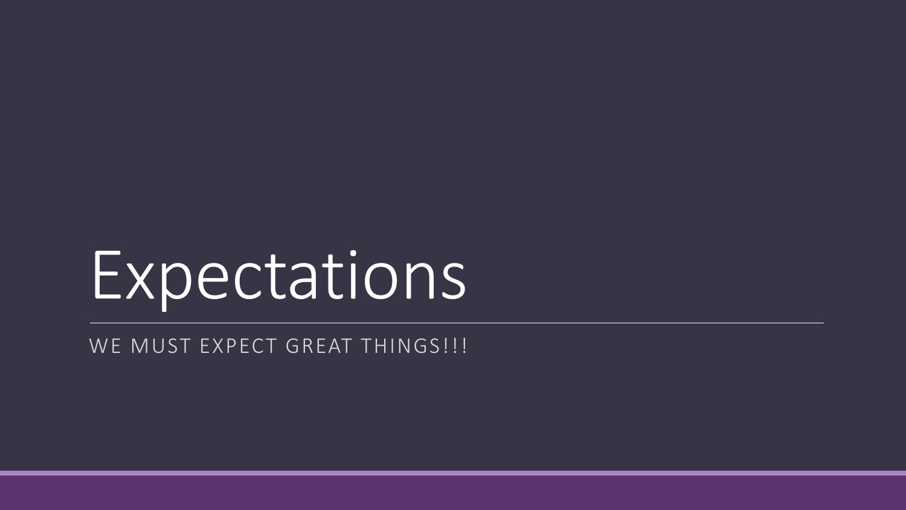# Expectations

WE MUST EXPECT GREAT THINGS!!!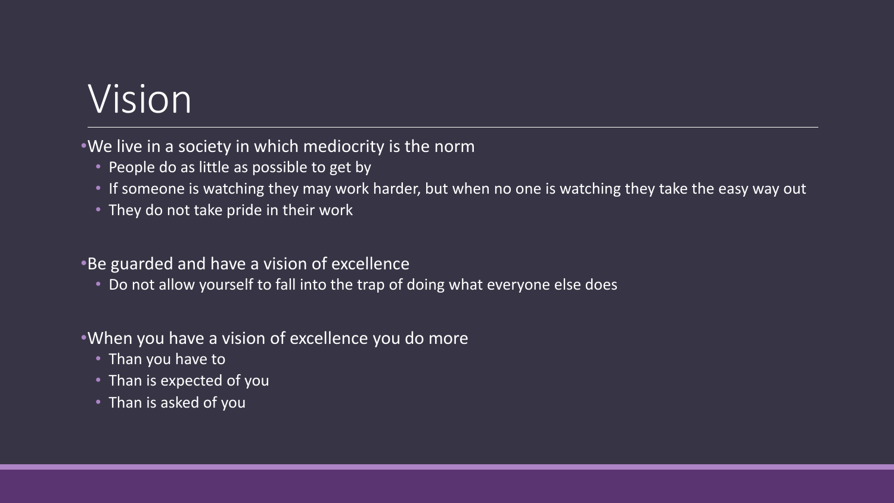# Vision

- We live in a society in which mediocrity is the norm
  - People do as little as possible to get by
  - If someone is watching they may work harder, but when no one is watching they take the easy way out
  - They do not take pride in their work

- Be guarded and have a vision of excellence
  - Do not allow yourself to fall into the trap of doing what everyone else does

- When you have a vision of excellence you do more
  - Than you have to
  - Than is expected of you
  - Than is asked of you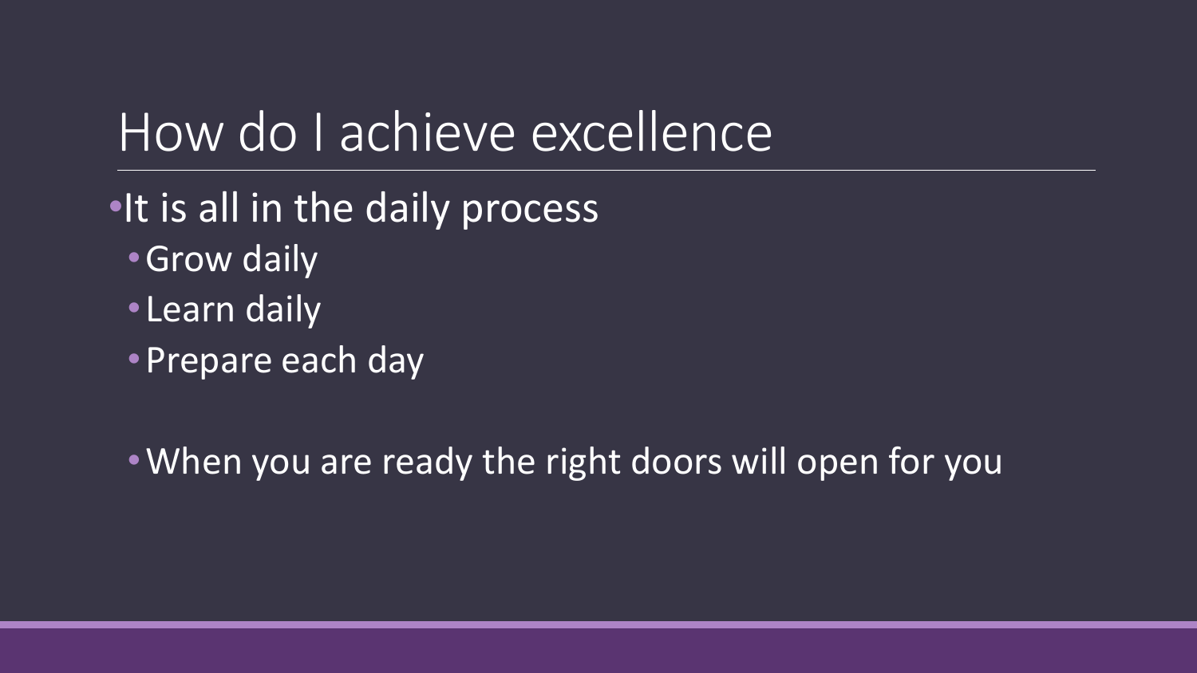# How do I achieve excellence

- It is all in the daily process
  - Grow daily
  - Learn daily
  - Prepare each day

  - When you are ready the right doors will open for you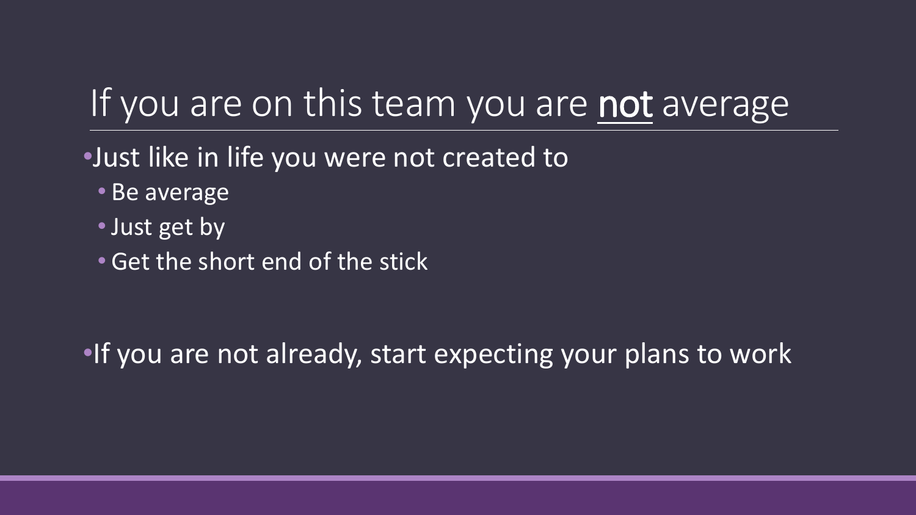# If you are on this team you are <u>**not**</u> average

- Just like in life you were not created to
  - Be average
  - Just get by
  - Get the short end of the stick

- If you are not already, start expecting your plans to work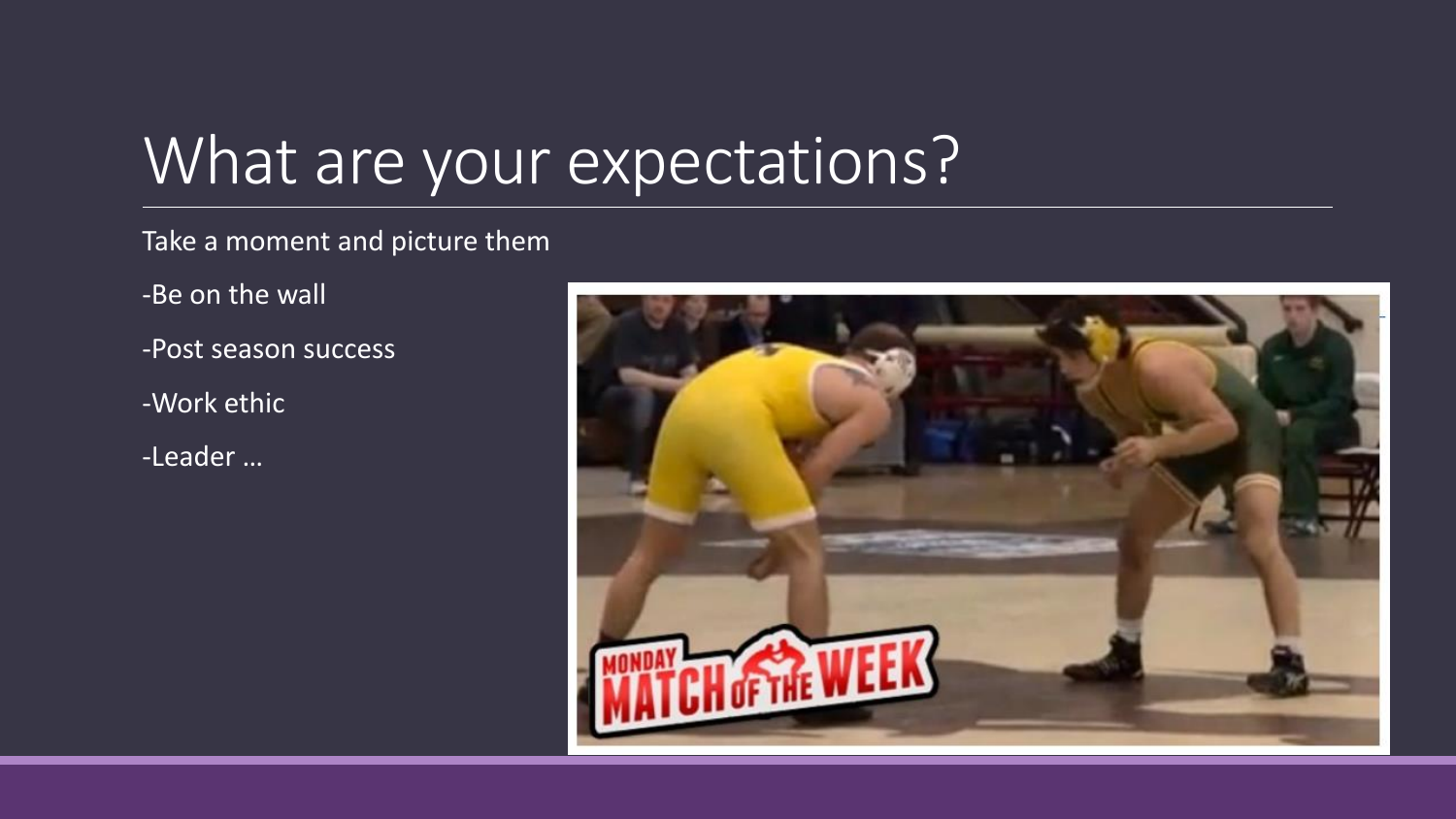# What are your expectations?

Take a moment and picture them

-Be on the wall

-Post season success

-Work ethic

-Leader …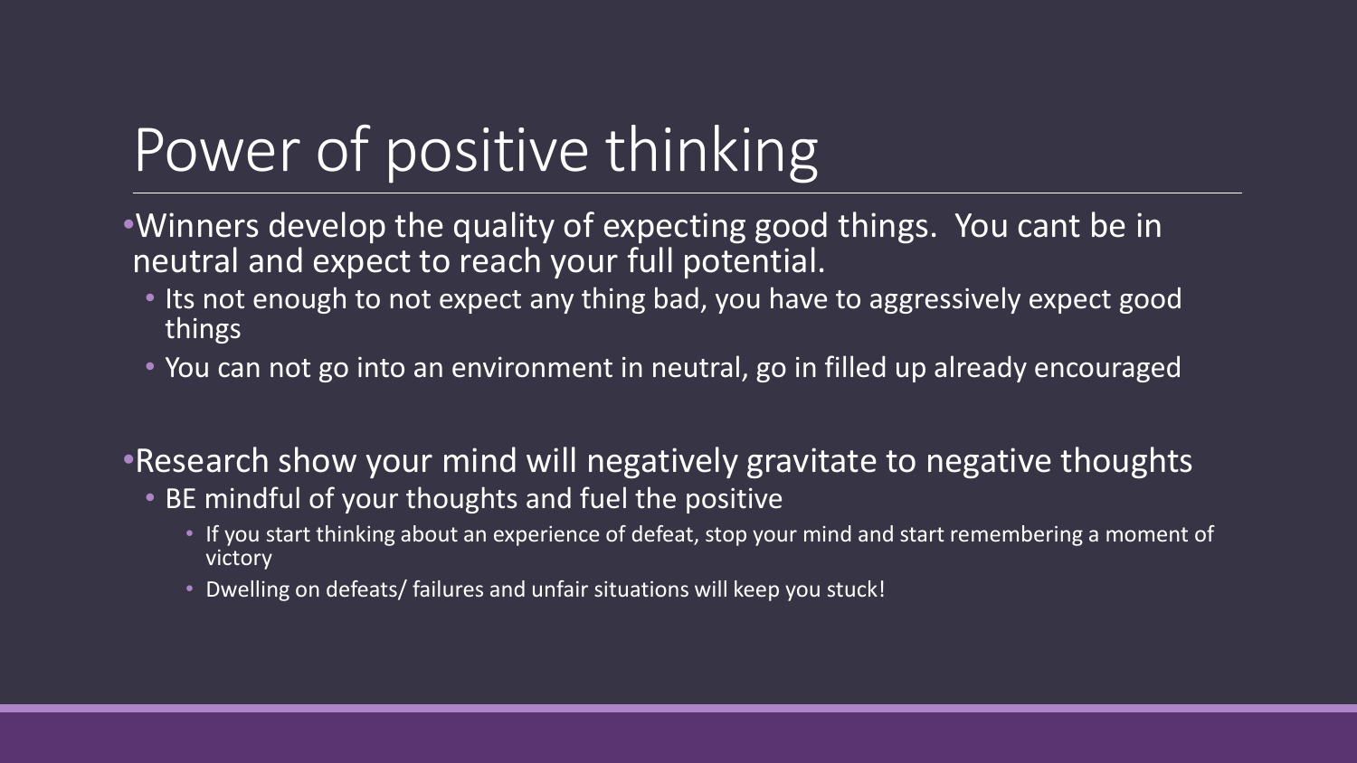# Power of positive thinking

- Winners develop the quality of expecting good things. You cant be in neutral and expect to reach your full potential.
  - Its not enough to not expect any thing bad, you have to aggressively expect good things
  - You can not go into an environment in neutral, go in filled up already encouraged
- Research show your mind will negatively gravitate to negative thoughts
  - BE mindful of your thoughts and fuel the positive
    - If you start thinking about an experience of defeat, stop your mind and start remembering a moment of victory
    - Dwelling on defeats/ failures and unfair situations will keep you stuck!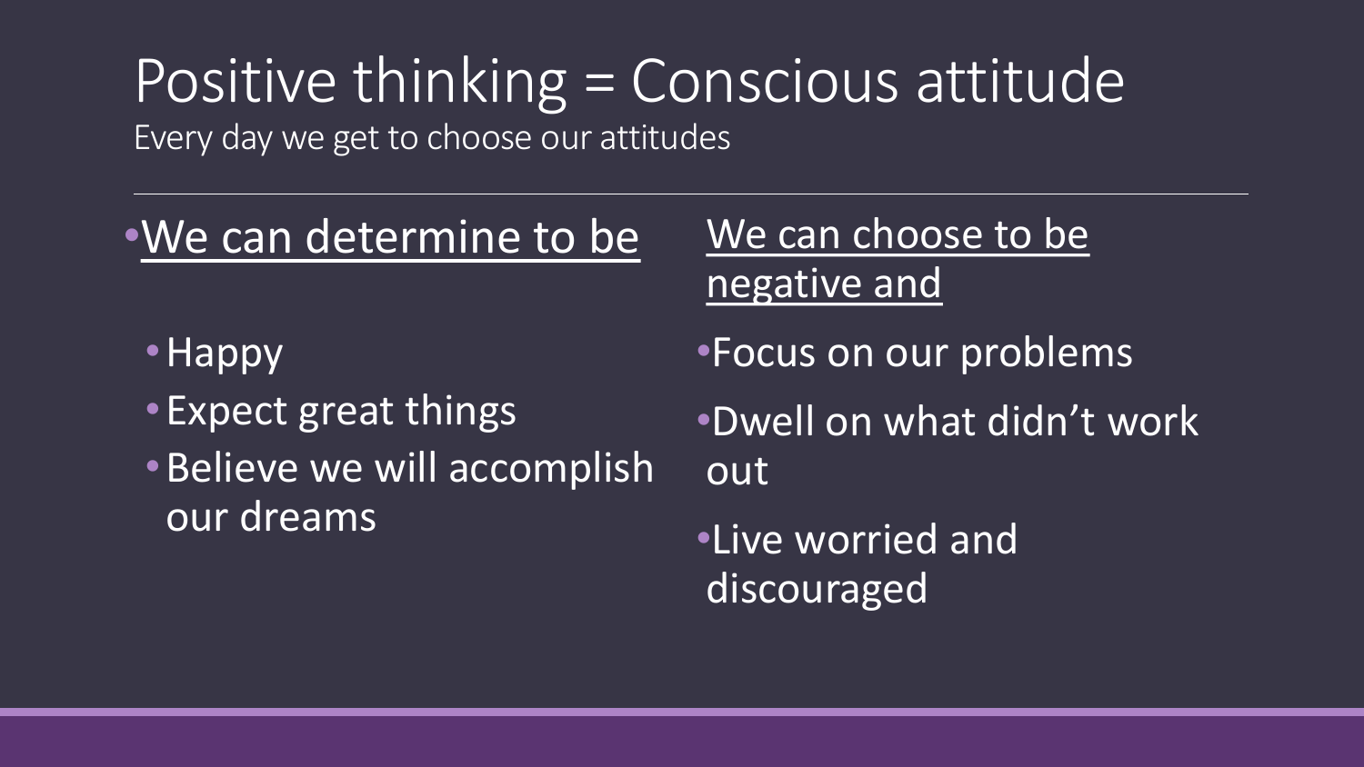# Positive thinking = Conscious attitude

Every day we get to choose our attitudes

- We can determine to be
  - Happy
  - Expect great things
  - Believe we will accomplish our dreams

We can choose to be negative and

- Focus on our problems
- Dwell on what didn't work out
- Live worried and discouraged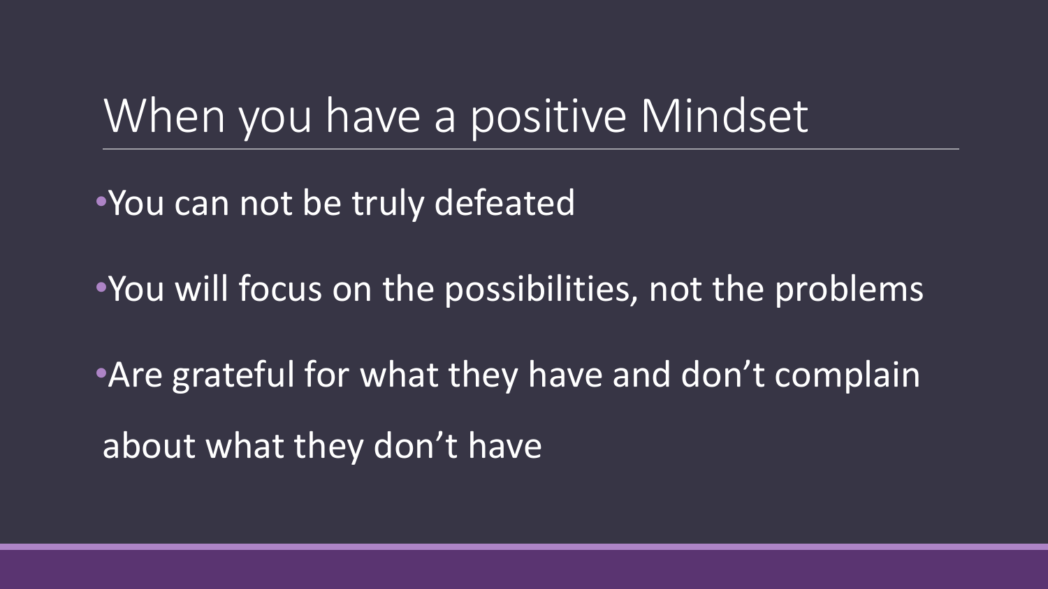# When you have a positive Mindset

- You can not be truly defeated
- You will focus on the possibilities, not the problems
- Are grateful for what they have and don't complain about what they don't have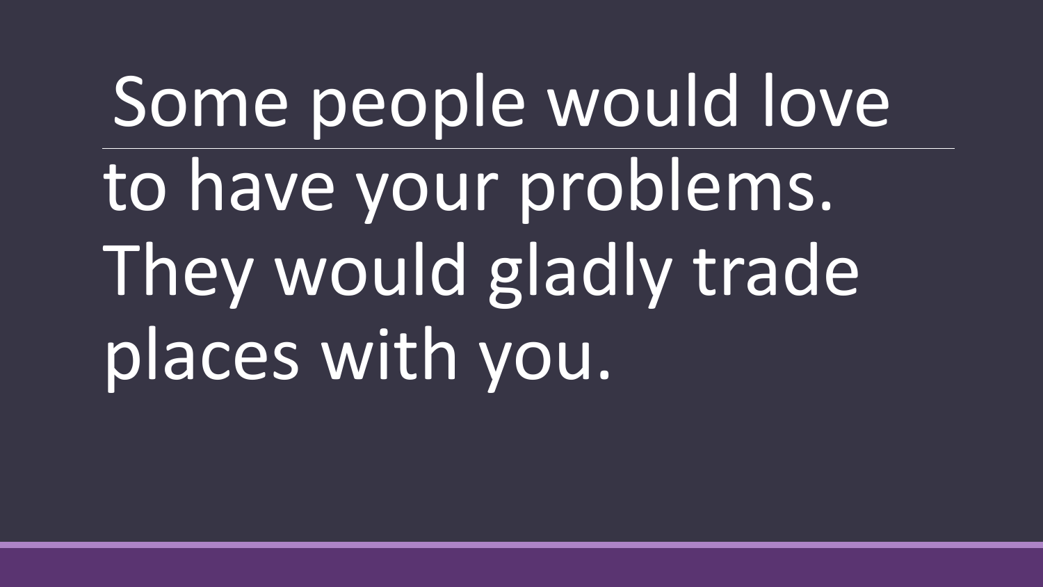# Some people would love

to have your problems. They would gladly trade places with you.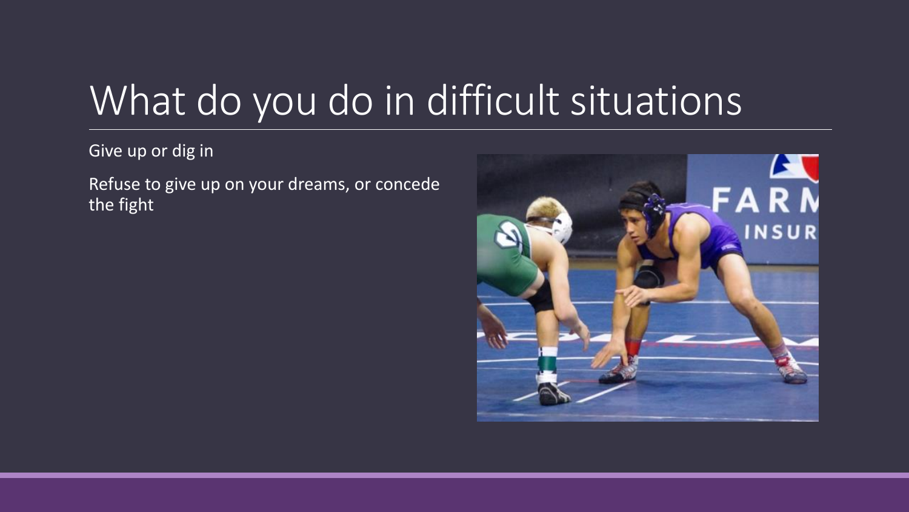# What do you do in difficult situations

Give up or dig in

Refuse to give up on your dreams, or concede the fight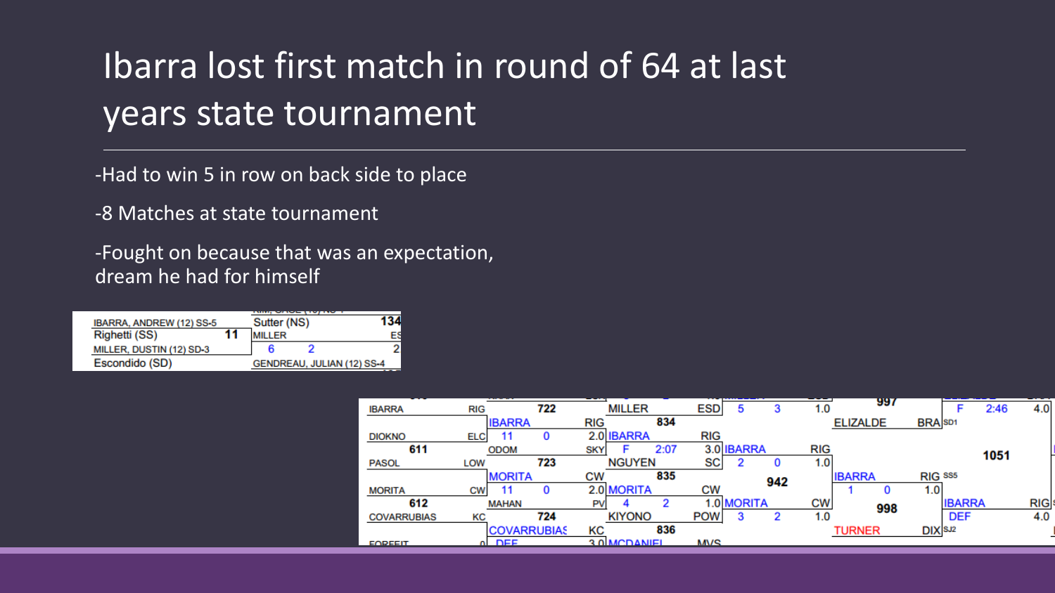# Ibarra lost first match in round of 64 at last years state tournament

-Had to win 5 in row on back side to place

-8 Matches at state tournament

-Fought on because that was an expectation, dream he had for himself

IBARRA, ANDREW (12) SS-5
Righetti (SS) 11
MILLER, DUSTIN (12) SD-3
Escondido (SD)

Sutter (NS) 134
MILLER
6 2
GENDREAU, JULIAN (12) SS-4

IBARRA RIG 722 MILLER ESD 5 3 1.0 997 F 2:46 4.0
IBARRA RIG 834 ELIZALDE BRA SD1
DIOKNO ELC 11 0 2.0 IBARRA RIG
611 ODOM SKY F 2:07 3.0 IBARRA RIG 1051
PASOL LOW 723 NGUYEN SC 2 0 1.0
MORITA CW 835 942 IBARRA RIG SS5
MORITA CW 11 0 2.0 MORITA CW 1 0 1.0
612 MAHAN PV 4 2 1.0 MORITA CW 998 IBARRA RIG
COVARRUBIAS KC 724 KIYONO POW 3 2 1.0 DEF 4.0
COVARRUBIAS KC 836 TURNER DIX SJ2
FORFEIT 0 DEF 3.0 MCDANIEL MVS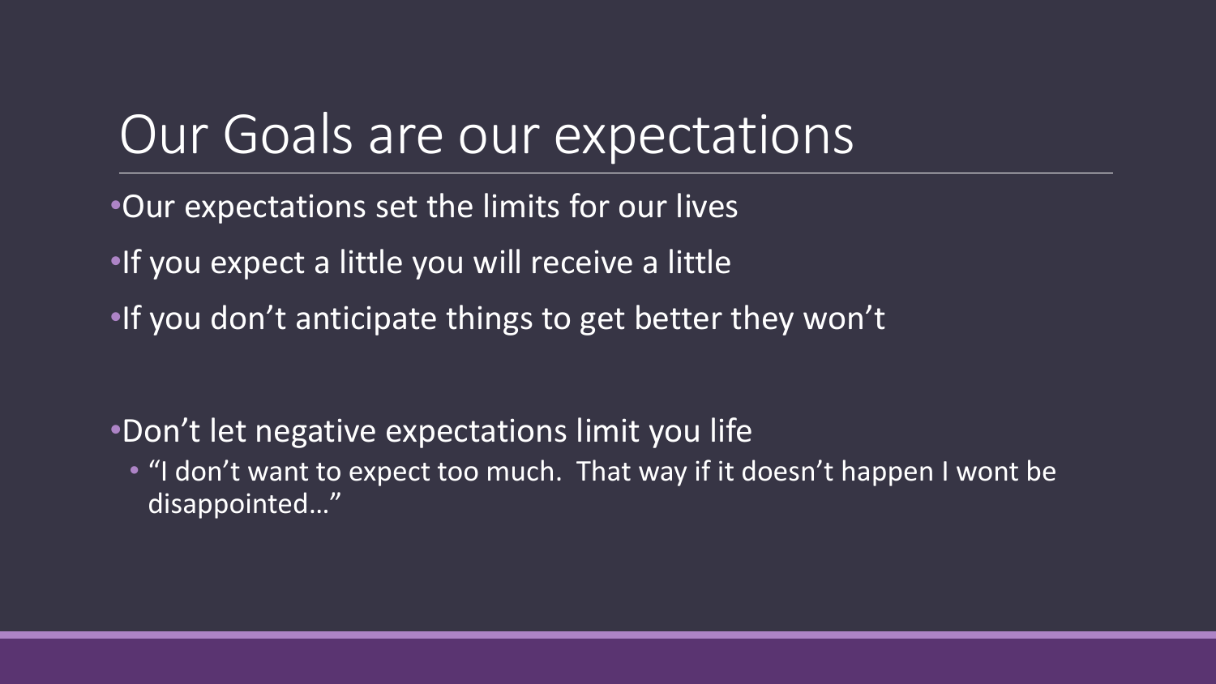# Our Goals are our expectations

- Our expectations set the limits for our lives
- If you expect a little you will receive a little
- If you don't anticipate things to get better they won't

- Don't let negative expectations limit you life
  - "I don't want to expect too much. That way if it doesn't happen I wont be disappointed…"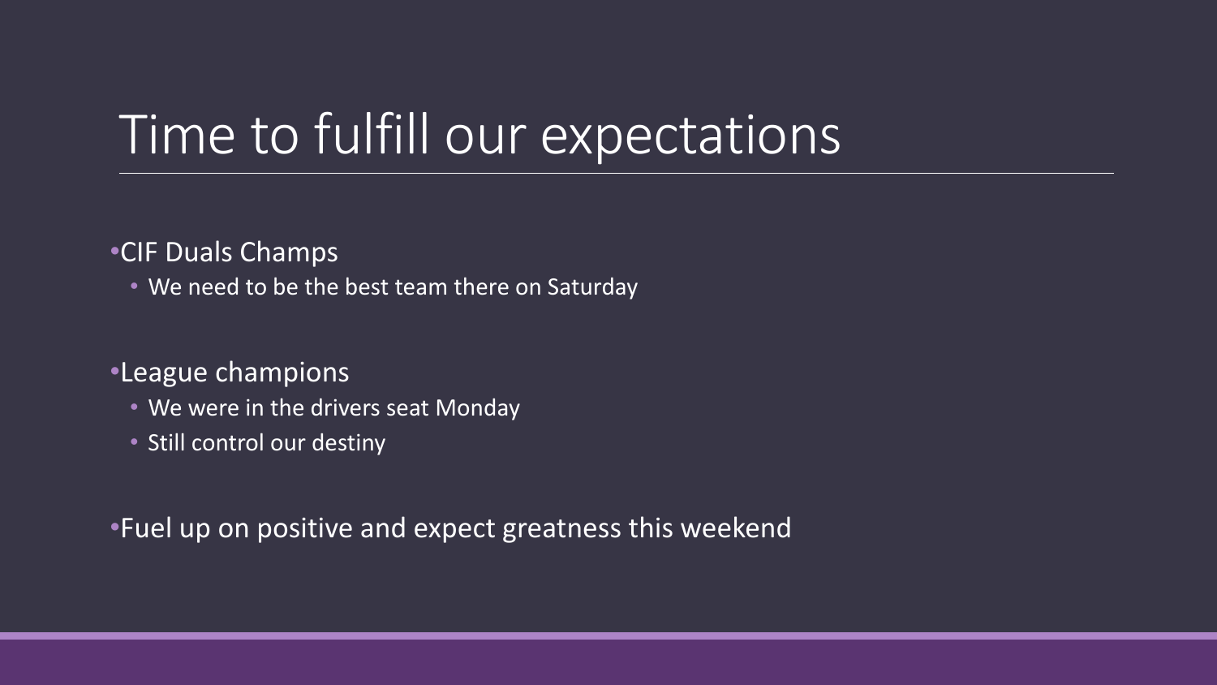# Time to fulfill our expectations

- CIF Duals Champs
  - We need to be the best team there on Saturday
- League champions
  - We were in the drivers seat Monday
  - Still control our destiny
- Fuel up on positive and expect greatness this weekend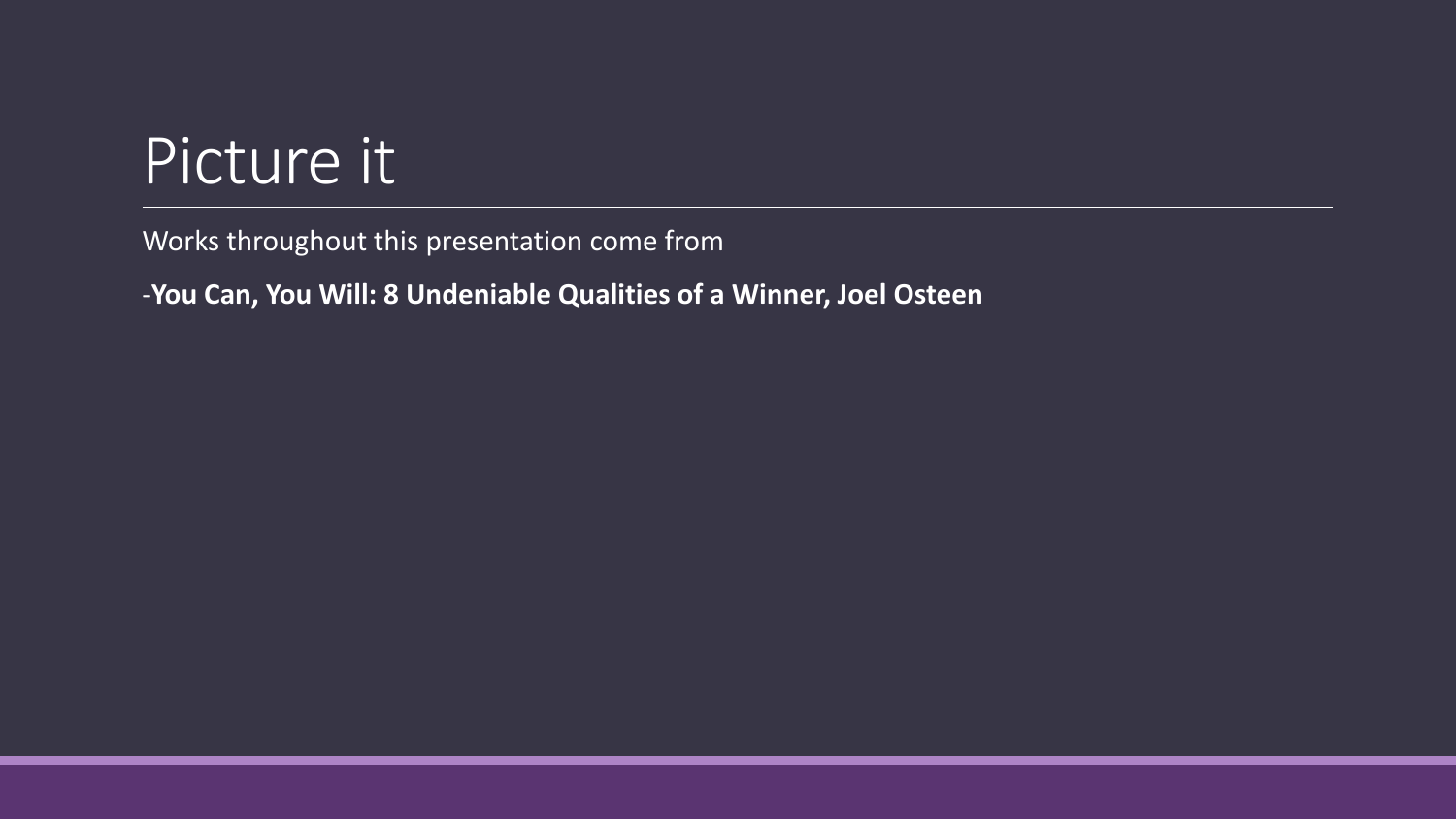# Picture it

Works throughout this presentation come from

-**You Can, You Will: 8 Undeniable Qualities of a Winner, Joel Osteen**